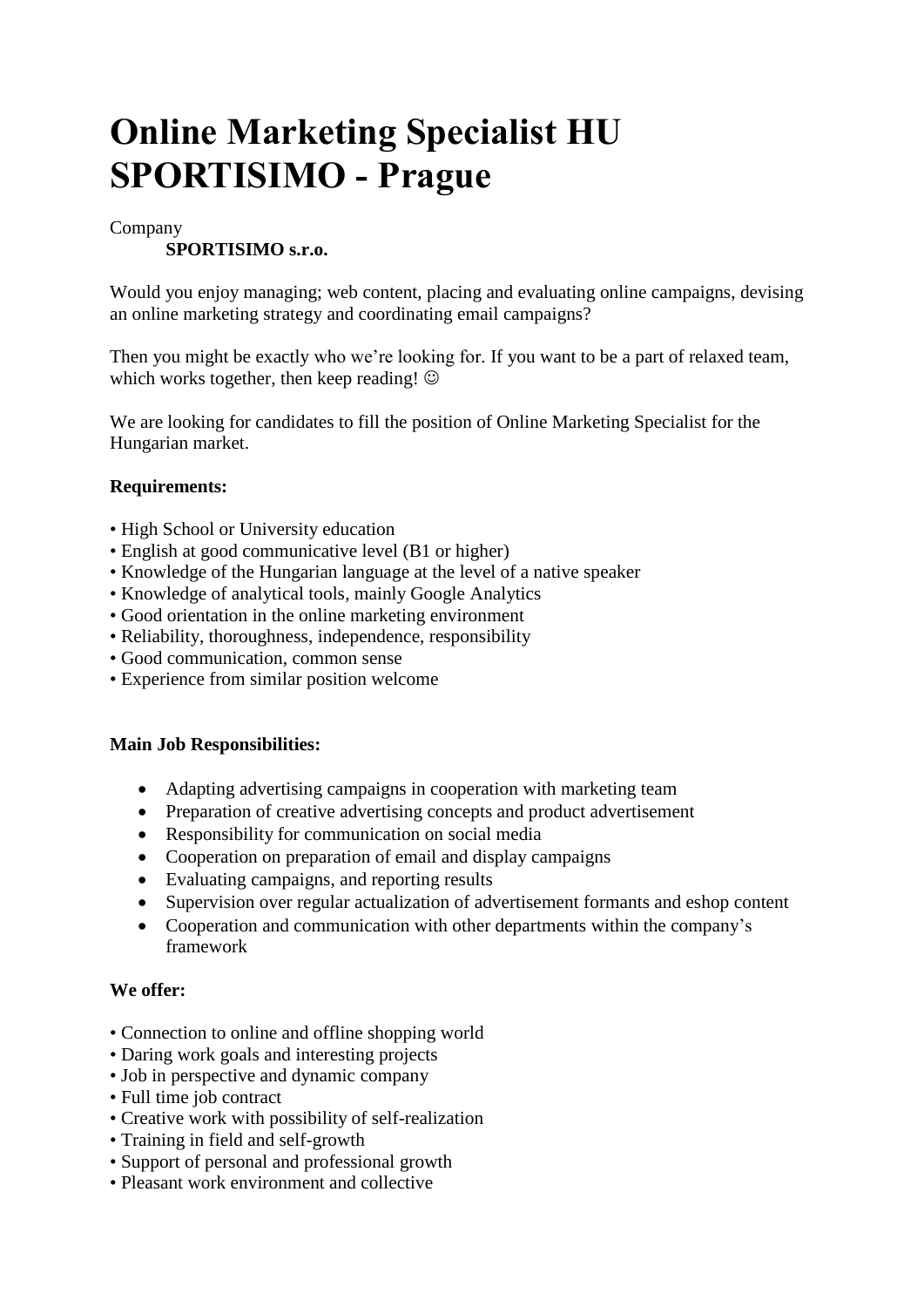# Online Marketing Specialist HU SPORTISIMO - Prague

Company

**SPORTISIMO s.r.o.**

Would you enjoy managing; web content, placing and evaluating online campaigns, devising an online marketing strategy and coordinating email campaigns?

Then you might be exactly who we're looking for. If you want to be a part of relaxed team, which works together, then keep reading! ☺

We are looking for candidates to fill the position of Online Marketing Specialist for the Hungarian market.

**Requirements:**

• High School or University education
• English at good communicative level (B1 or higher)
• Knowledge of the Hungarian language at the level of a native speaker
• Knowledge of analytical tools, mainly Google Analytics
• Good orientation in the online marketing environment
• Reliability, thoroughness, independence, responsibility
• Good communication, common sense
• Experience from similar position welcome

**Main Job Responsibilities:**

- Adapting advertising campaigns in cooperation with marketing team
- Preparation of creative advertising concepts and product advertisement
- Responsibility for communication on social media
- Cooperation on preparation of email and display campaigns
- Evaluating campaigns, and reporting results
- Supervision over regular actualization of advertisement formants and eshop content
- Cooperation and communication with other departments within the company's framework

**We offer:**

• Connection to online and offline shopping world
• Daring work goals and interesting projects
• Job in perspective and dynamic company
• Full time job contract
• Creative work with possibility of self-realization
• Training in field and self-growth
• Support of personal and professional growth
• Pleasant work environment and collective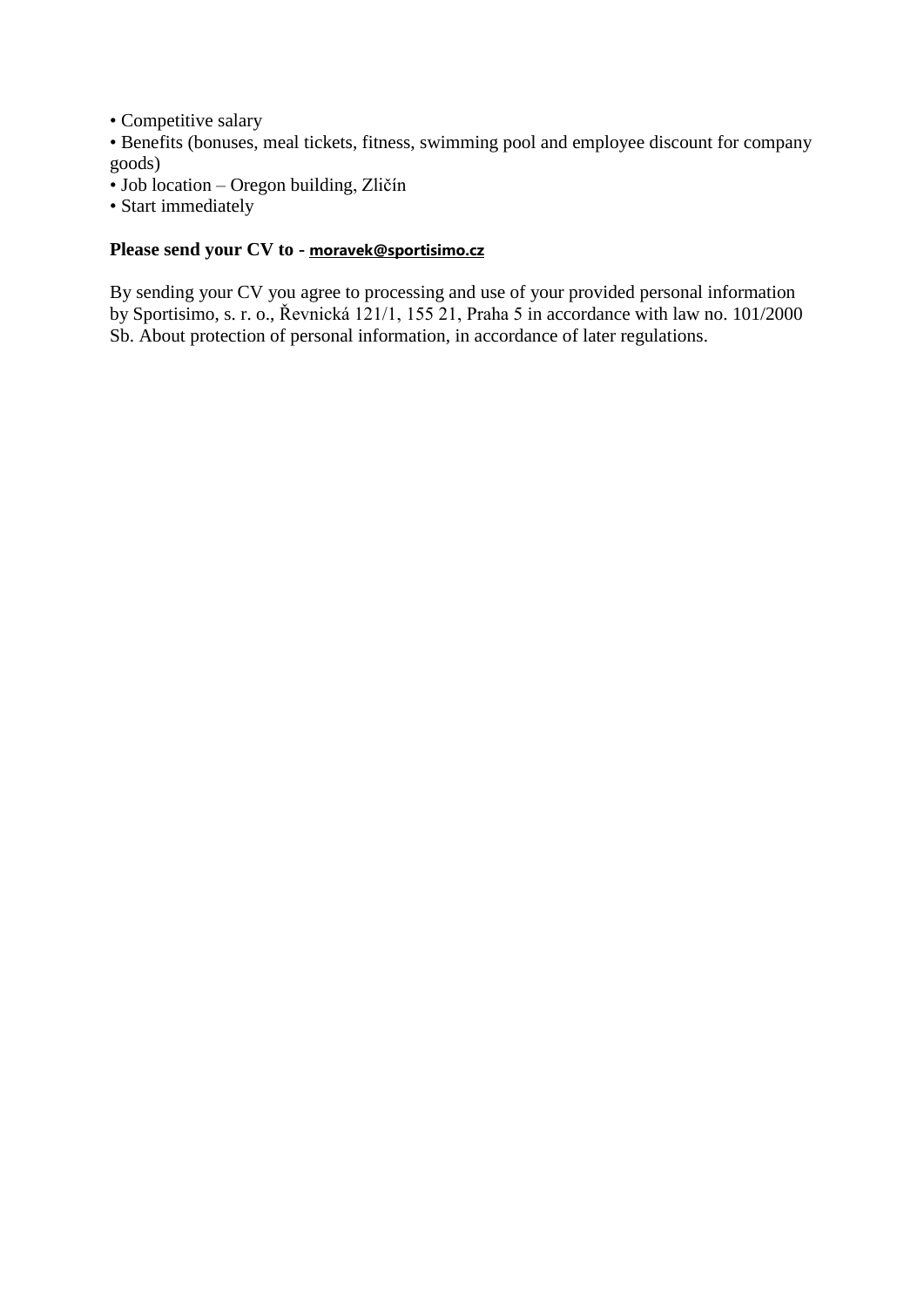• Competitive salary
• Benefits (bonuses, meal tickets, fitness, swimming pool and employee discount for company goods)
• Job location – Oregon building, Zličín
• Start immediately

**Please send your CV to - moravek@sportisimo.cz**

By sending your CV you agree to processing and use of your provided personal information by Sportisimo, s. r. o., Řevnická 121/1, 155 21, Praha 5 in accordance with law no. 101/2000 Sb. About protection of personal information, in accordance of later regulations.